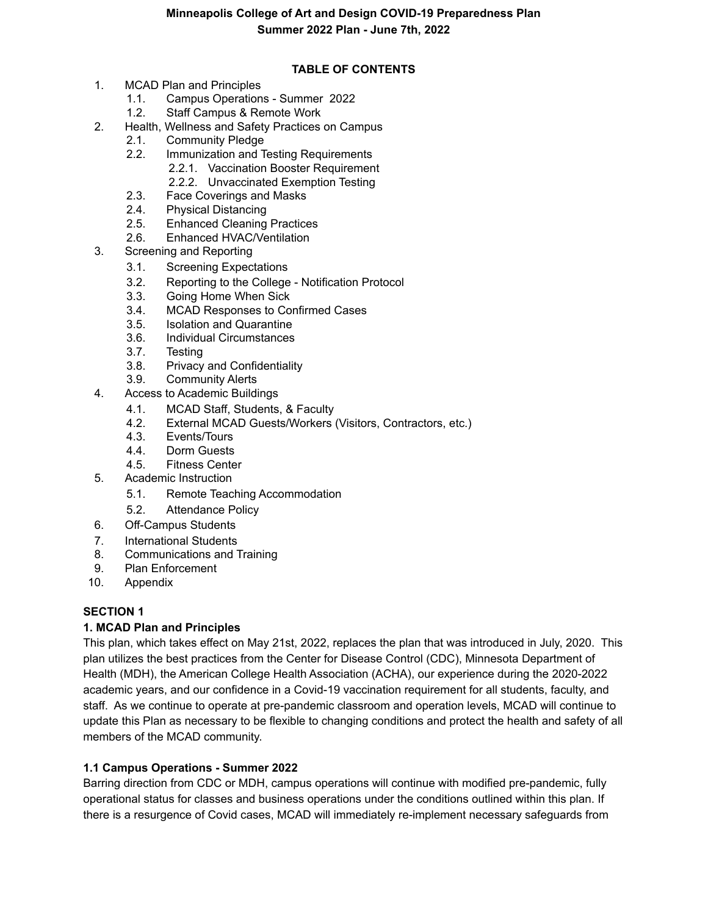# Minneapolis College of Art and Design COVID-19 Preparedness Plan
## Summer 2022 Plan - June 7th, 2022

**TABLE OF CONTENTS**

1. MCAD Plan and Principles
   - 1.1. Campus Operations - Summer 2022
   - 1.2. Staff Campus & Remote Work
2. Health, Wellness and Safety Practices on Campus
   - 2.1. Community Pledge
   - 2.2. Immunization and Testing Requirements
     - 2.2.1. Vaccination Booster Requirement
     - 2.2.2. Unvaccinated Exemption Testing
   - 2.3. Face Coverings and Masks
   - 2.4. Physical Distancing
   - 2.5. Enhanced Cleaning Practices
   - 2.6. Enhanced HVAC/Ventilation
3. Screening and Reporting
   - 3.1. Screening Expectations
   - 3.2. Reporting to the College - Notification Protocol
   - 3.3. Going Home When Sick
   - 3.4. MCAD Responses to Confirmed Cases
   - 3.5. Isolation and Quarantine
   - 3.6. Individual Circumstances
   - 3.7. Testing
   - 3.8. Privacy and Confidentiality
   - 3.9. Community Alerts
4. Access to Academic Buildings
   - 4.1. MCAD Staff, Students, & Faculty
   - 4.2. External MCAD Guests/Workers (Visitors, Contractors, etc.)
   - 4.3. Events/Tours
   - 4.4. Dorm Guests
   - 4.5. Fitness Center
5. Academic Instruction
   - 5.1. Remote Teaching Accommodation
   - 5.2. Attendance Policy
6. Off-Campus Students
7. International Students
8. Communications and Training
9. Plan Enforcement
10. Appendix

**SECTION 1**

### 1. MCAD Plan and Principles

This plan, which takes effect on May 21st, 2022, replaces the plan that was introduced in July, 2020. This plan utilizes the best practices from the Center for Disease Control (CDC), Minnesota Department of Health (MDH), the American College Health Association (ACHA), our experience during the 2020-2022 academic years, and our confidence in a Covid-19 vaccination requirement for all students, faculty, and staff. As we continue to operate at pre-pandemic classroom and operation levels, MCAD will continue to update this Plan as necessary to be flexible to changing conditions and protect the health and safety of all members of the MCAD community.

### 1.1 Campus Operations - Summer 2022

Barring direction from CDC or MDH, campus operations will continue with modified pre-pandemic, fully operational status for classes and business operations under the conditions outlined within this plan. If there is a resurgence of Covid cases, MCAD will immediately re-implement necessary safeguards from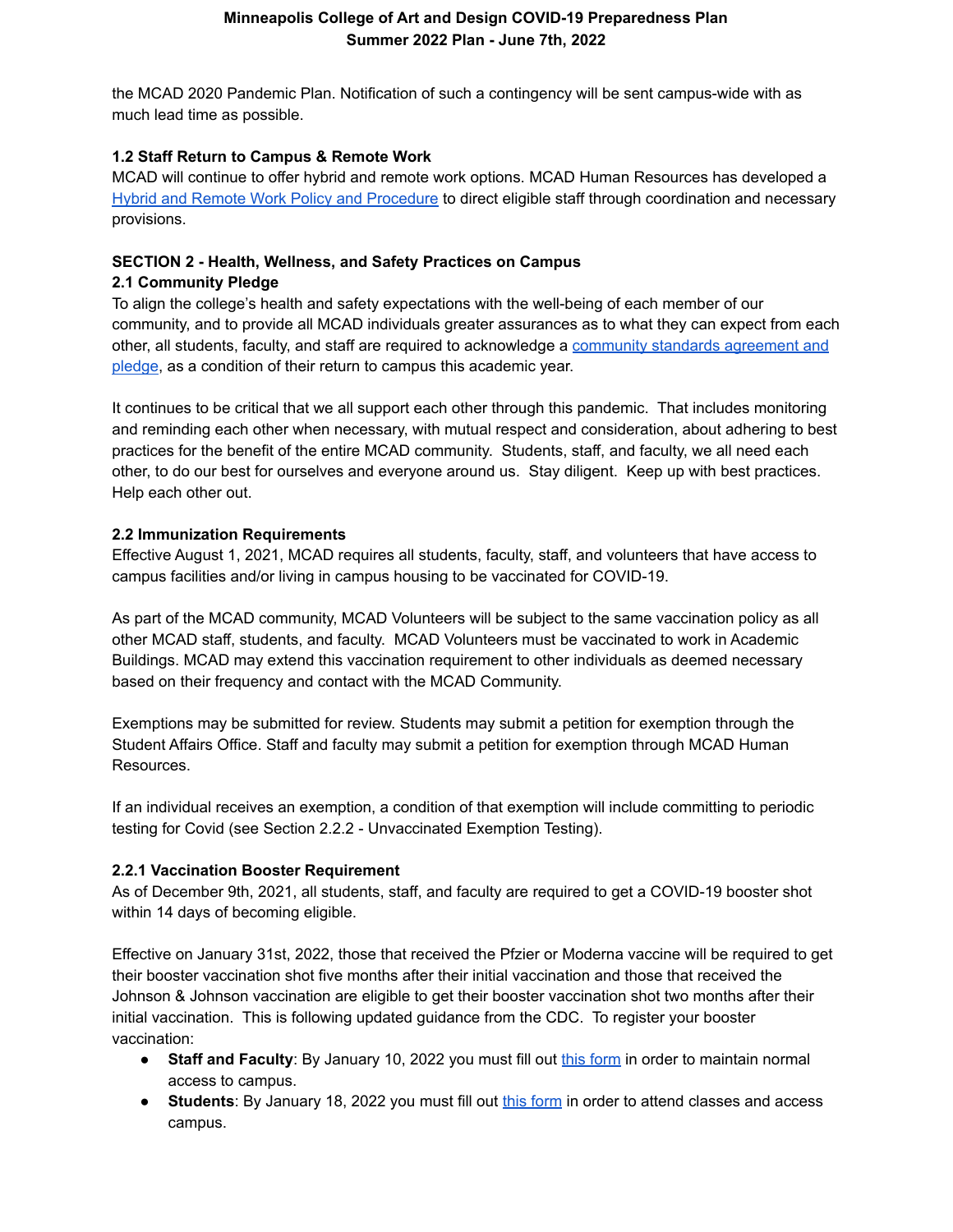the MCAD 2020 Pandemic Plan. Notification of such a contingency will be sent campus-wide with as much lead time as possible.

### 1.2 Staff Return to Campus & Remote Work

MCAD will continue to offer hybrid and remote work options. MCAD Human Resources has developed a [Hybrid and Remote Work Policy and Procedure]() to direct eligible staff through coordination and necessary provisions.

## SECTION 2 - Health, Wellness, and Safety Practices on Campus

### 2.1 Community Pledge

To align the college's health and safety expectations with the well-being of each member of our community, and to provide all MCAD individuals greater assurances as to what they can expect from each other, all students, faculty, and staff are required to acknowledge a [community standards agreement and pledge](), as a condition of their return to campus this academic year.

It continues to be critical that we all support each other through this pandemic. That includes monitoring and reminding each other when necessary, with mutual respect and consideration, about adhering to best practices for the benefit of the entire MCAD community. Students, staff, and faculty, we all need each other, to do our best for ourselves and everyone around us. Stay diligent. Keep up with best practices. Help each other out.

### 2.2 Immunization Requirements

Effective August 1, 2021, MCAD requires all students, faculty, staff, and volunteers that have access to campus facilities and/or living in campus housing to be vaccinated for COVID-19.

As part of the MCAD community, MCAD Volunteers will be subject to the same vaccination policy as all other MCAD staff, students, and faculty. MCAD Volunteers must be vaccinated to work in Academic Buildings. MCAD may extend this vaccination requirement to other individuals as deemed necessary based on their frequency and contact with the MCAD Community.

Exemptions may be submitted for review. Students may submit a petition for exemption through the Student Affairs Office. Staff and faculty may submit a petition for exemption through MCAD Human Resources.

If an individual receives an exemption, a condition of that exemption will include committing to periodic testing for Covid (see Section 2.2.2 - Unvaccinated Exemption Testing).

### 2.2.1 Vaccination Booster Requirement

As of December 9th, 2021, all students, staff, and faculty are required to get a COVID-19 booster shot within 14 days of becoming eligible.

Effective on January 31st, 2022, those that received the Pfzier or Moderna vaccine will be required to get their booster vaccination shot five months after their initial vaccination and those that received the Johnson & Johnson vaccination are eligible to get their booster vaccination shot two months after their initial vaccination. This is following updated guidance from the CDC. To register your booster vaccination:

- **Staff and Faculty**: By January 10, 2022 you must fill out [this form]() in order to maintain normal access to campus.
- **Students**: By January 18, 2022 you must fill out [this form]() in order to attend classes and access campus.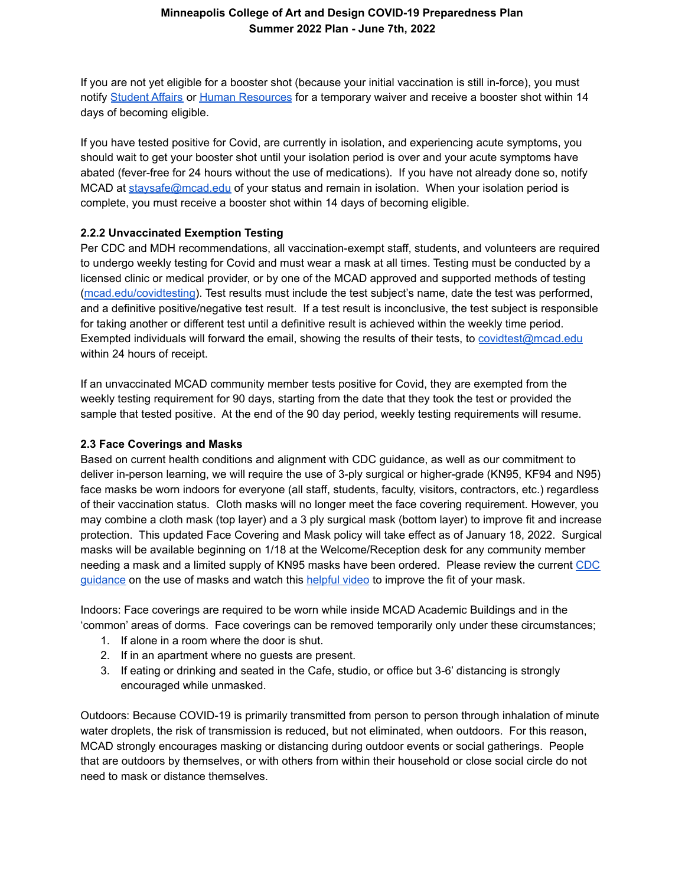If you are not yet eligible for a booster shot (because your initial vaccination is still in-force), you must notify Student Affairs or Human Resources for a temporary waiver and receive a booster shot within 14 days of becoming eligible.

If you have tested positive for Covid, are currently in isolation, and experiencing acute symptoms, you should wait to get your booster shot until your isolation period is over and your acute symptoms have abated (fever-free for 24 hours without the use of medications). If you have not already done so, notify MCAD at staysafe@mcad.edu of your status and remain in isolation. When your isolation period is complete, you must receive a booster shot within 14 days of becoming eligible.

**2.2.2 Unvaccinated Exemption Testing**

Per CDC and MDH recommendations, all vaccination-exempt staff, students, and volunteers are required to undergo weekly testing for Covid and must wear a mask at all times. Testing must be conducted by a licensed clinic or medical provider, or by one of the MCAD approved and supported methods of testing (mcad.edu/covidtesting). Test results must include the test subject's name, date the test was performed, and a definitive positive/negative test result. If a test result is inconclusive, the test subject is responsible for taking another or different test until a definitive result is achieved within the weekly time period. Exempted individuals will forward the email, showing the results of their tests, to covidtest@mcad.edu within 24 hours of receipt.

If an unvaccinated MCAD community member tests positive for Covid, they are exempted from the weekly testing requirement for 90 days, starting from the date that they took the test or provided the sample that tested positive. At the end of the 90 day period, weekly testing requirements will resume.

**2.3 Face Coverings and Masks**

Based on current health conditions and alignment with CDC guidance, as well as our commitment to deliver in-person learning, we will require the use of 3-ply surgical or higher-grade (KN95, KF94 and N95) face masks be worn indoors for everyone (all staff, students, faculty, visitors, contractors, etc.) regardless of their vaccination status. Cloth masks will no longer meet the face covering requirement. However, you may combine a cloth mask (top layer) and a 3 ply surgical mask (bottom layer) to improve fit and increase protection. This updated Face Covering and Mask policy will take effect as of January 18, 2022. Surgical masks will be available beginning on 1/18 at the Welcome/Reception desk for any community member needing a mask and a limited supply of KN95 masks have been ordered. Please review the current CDC guidance on the use of masks and watch this helpful video to improve the fit of your mask.

Indoors: Face coverings are required to be worn while inside MCAD Academic Buildings and in the 'common' areas of dorms. Face coverings can be removed temporarily only under these circumstances;

1. If alone in a room where the door is shut.
2. If in an apartment where no guests are present.
3. If eating or drinking and seated in the Cafe, studio, or office but 3-6' distancing is strongly encouraged while unmasked.

Outdoors: Because COVID-19 is primarily transmitted from person to person through inhalation of minute water droplets, the risk of transmission is reduced, but not eliminated, when outdoors. For this reason, MCAD strongly encourages masking or distancing during outdoor events or social gatherings. People that are outdoors by themselves, or with others from within their household or close social circle do not need to mask or distance themselves.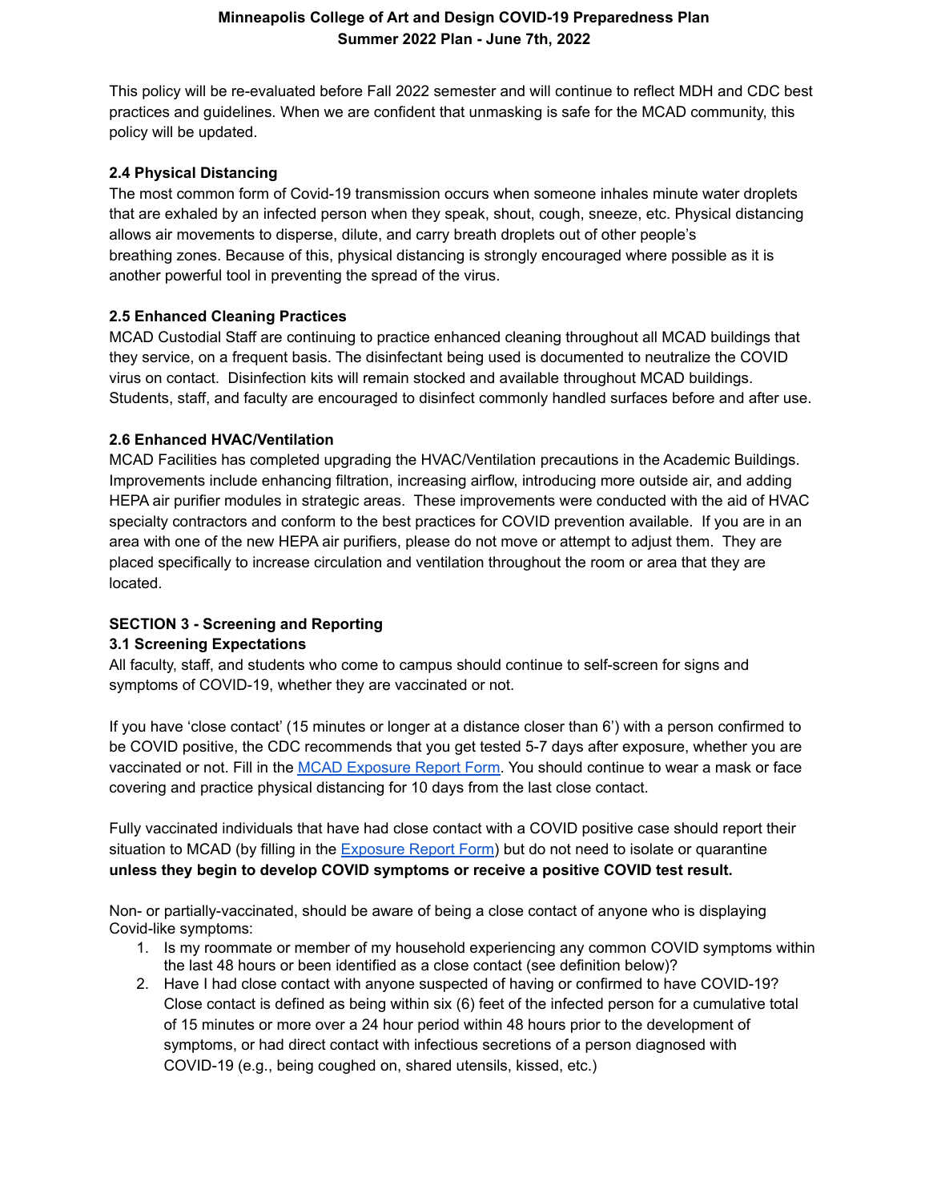This policy will be re-evaluated before Fall 2022 semester and will continue to reflect MDH and CDC best practices and guidelines. When we are confident that unmasking is safe for the MCAD community, this policy will be updated.

### 2.4 Physical Distancing

The most common form of Covid-19 transmission occurs when someone inhales minute water droplets that are exhaled by an infected person when they speak, shout, cough, sneeze, etc. Physical distancing allows air movements to disperse, dilute, and carry breath droplets out of other people's breathing zones. Because of this, physical distancing is strongly encouraged where possible as it is another powerful tool in preventing the spread of the virus.

### 2.5 Enhanced Cleaning Practices

MCAD Custodial Staff are continuing to practice enhanced cleaning throughout all MCAD buildings that they service, on a frequent basis. The disinfectant being used is documented to neutralize the COVID virus on contact. Disinfection kits will remain stocked and available throughout MCAD buildings. Students, staff, and faculty are encouraged to disinfect commonly handled surfaces before and after use.

### 2.6 Enhanced HVAC/Ventilation

MCAD Facilities has completed upgrading the HVAC/Ventilation precautions in the Academic Buildings. Improvements include enhancing filtration, increasing airflow, introducing more outside air, and adding HEPA air purifier modules in strategic areas. These improvements were conducted with the aid of HVAC specialty contractors and conform to the best practices for COVID prevention available. If you are in an area with one of the new HEPA air purifiers, please do not move or attempt to adjust them. They are placed specifically to increase circulation and ventilation throughout the room or area that they are located.

## SECTION 3 - Screening and Reporting

### 3.1 Screening Expectations

All faculty, staff, and students who come to campus should continue to self-screen for signs and symptoms of COVID-19, whether they are vaccinated or not.

If you have 'close contact' (15 minutes or longer at a distance closer than 6') with a person confirmed to be COVID positive, the CDC recommends that you get tested 5-7 days after exposure, whether you are vaccinated or not. Fill in the MCAD Exposure Report Form. You should continue to wear a mask or face covering and practice physical distancing for 10 days from the last close contact.

Fully vaccinated individuals that have had close contact with a COVID positive case should report their situation to MCAD (by filling in the Exposure Report Form) but do not need to isolate or quarantine **unless they begin to develop COVID symptoms or receive a positive COVID test result.**

Non- or partially-vaccinated, should be aware of being a close contact of anyone who is displaying Covid-like symptoms:

1. Is my roommate or member of my household experiencing any common COVID symptoms within the last 48 hours or been identified as a close contact (see definition below)?
2. Have I had close contact with anyone suspected of having or confirmed to have COVID-19? Close contact is defined as being within six (6) feet of the infected person for a cumulative total of 15 minutes or more over a 24 hour period within 48 hours prior to the development of symptoms, or had direct contact with infectious secretions of a person diagnosed with COVID-19 (e.g., being coughed on, shared utensils, kissed, etc.)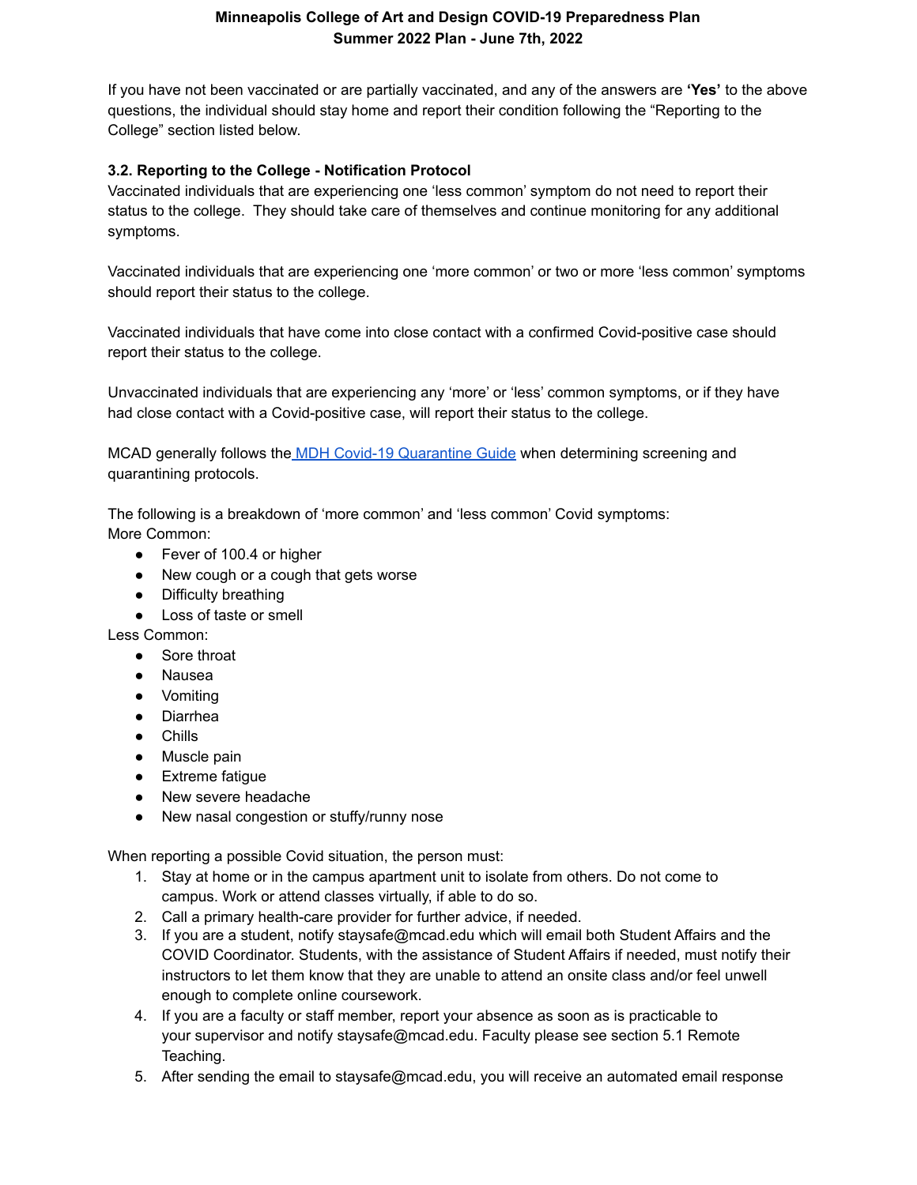If you have not been vaccinated or are partially vaccinated, and any of the answers are **'Yes'** to the above questions, the individual should stay home and report their condition following the "Reporting to the College" section listed below.

### 3.2. Reporting to the College - Notification Protocol

Vaccinated individuals that are experiencing one 'less common' symptom do not need to report their status to the college. They should take care of themselves and continue monitoring for any additional symptoms.

Vaccinated individuals that are experiencing one 'more common' or two or more 'less common' symptoms should report their status to the college.

Vaccinated individuals that have come into close contact with a confirmed Covid-positive case should report their status to the college.

Unvaccinated individuals that are experiencing any 'more' or 'less' common symptoms, or if they have had close contact with a Covid-positive case, will report their status to the college.

MCAD generally follows the [MDH Covid-19 Quarantine Guide](#) when determining screening and quarantining protocols.

The following is a breakdown of 'more common' and 'less common' Covid symptoms:

More Common:

- Fever of 100.4 or higher
- New cough or a cough that gets worse
- Difficulty breathing
- Loss of taste or smell

Less Common:

- Sore throat
- Nausea
- Vomiting
- Diarrhea
- Chills
- Muscle pain
- Extreme fatigue
- New severe headache
- New nasal congestion or stuffy/runny nose

When reporting a possible Covid situation, the person must:

1. Stay at home or in the campus apartment unit to isolate from others. Do not come to campus. Work or attend classes virtually, if able to do so.
2. Call a primary health-care provider for further advice, if needed.
3. If you are a student, notify staysafe@mcad.edu which will email both Student Affairs and the COVID Coordinator. Students, with the assistance of Student Affairs if needed, must notify their instructors to let them know that they are unable to attend an onsite class and/or feel unwell enough to complete online coursework.
4. If you are a faculty or staff member, report your absence as soon as is practicable to your supervisor and notify staysafe@mcad.edu. Faculty please see section 5.1 Remote Teaching.
5. After sending the email to staysafe@mcad.edu, you will receive an automated email response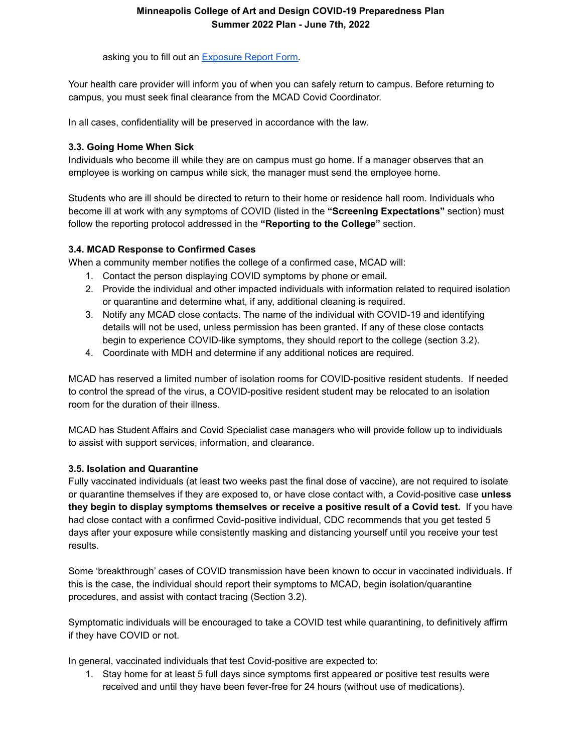asking you to fill out an [Exposure Report Form](Exposure Report Form).

Your health care provider will inform you of when you can safely return to campus. Before returning to campus, you must seek final clearance from the MCAD Covid Coordinator.

In all cases, confidentiality will be preserved in accordance with the law.

### 3.3. Going Home When Sick

Individuals who become ill while they are on campus must go home. If a manager observes that an employee is working on campus while sick, the manager must send the employee home.

Students who are ill should be directed to return to their home or residence hall room. Individuals who become ill at work with any symptoms of COVID (listed in the **"Screening Expectations"** section) must follow the reporting protocol addressed in the **"Reporting to the College"** section.

### 3.4. MCAD Response to Confirmed Cases

When a community member notifies the college of a confirmed case, MCAD will:

1. Contact the person displaying COVID symptoms by phone or email.
2. Provide the individual and other impacted individuals with information related to required isolation or quarantine and determine what, if any, additional cleaning is required.
3. Notify any MCAD close contacts. The name of the individual with COVID-19 and identifying details will not be used, unless permission has been granted. If any of these close contacts begin to experience COVID-like symptoms, they should report to the college (section 3.2).
4. Coordinate with MDH and determine if any additional notices are required.

MCAD has reserved a limited number of isolation rooms for COVID-positive resident students. If needed to control the spread of the virus, a COVID-positive resident student may be relocated to an isolation room for the duration of their illness.

MCAD has Student Affairs and Covid Specialist case managers who will provide follow up to individuals to assist with support services, information, and clearance.

### 3.5. Isolation and Quarantine

Fully vaccinated individuals (at least two weeks past the final dose of vaccine), are not required to isolate or quarantine themselves if they are exposed to, or have close contact with, a Covid-positive case **unless they begin to display symptoms themselves or receive a positive result of a Covid test.** If you have had close contact with a confirmed Covid-positive individual, CDC recommends that you get tested 5 days after your exposure while consistently masking and distancing yourself until you receive your test results.

Some 'breakthrough' cases of COVID transmission have been known to occur in vaccinated individuals. If this is the case, the individual should report their symptoms to MCAD, begin isolation/quarantine procedures, and assist with contact tracing (Section 3.2).

Symptomatic individuals will be encouraged to take a COVID test while quarantining, to definitively affirm if they have COVID or not.

In general, vaccinated individuals that test Covid-positive are expected to:

1. Stay home for at least 5 full days since symptoms first appeared or positive test results were received and until they have been fever-free for 24 hours (without use of medications).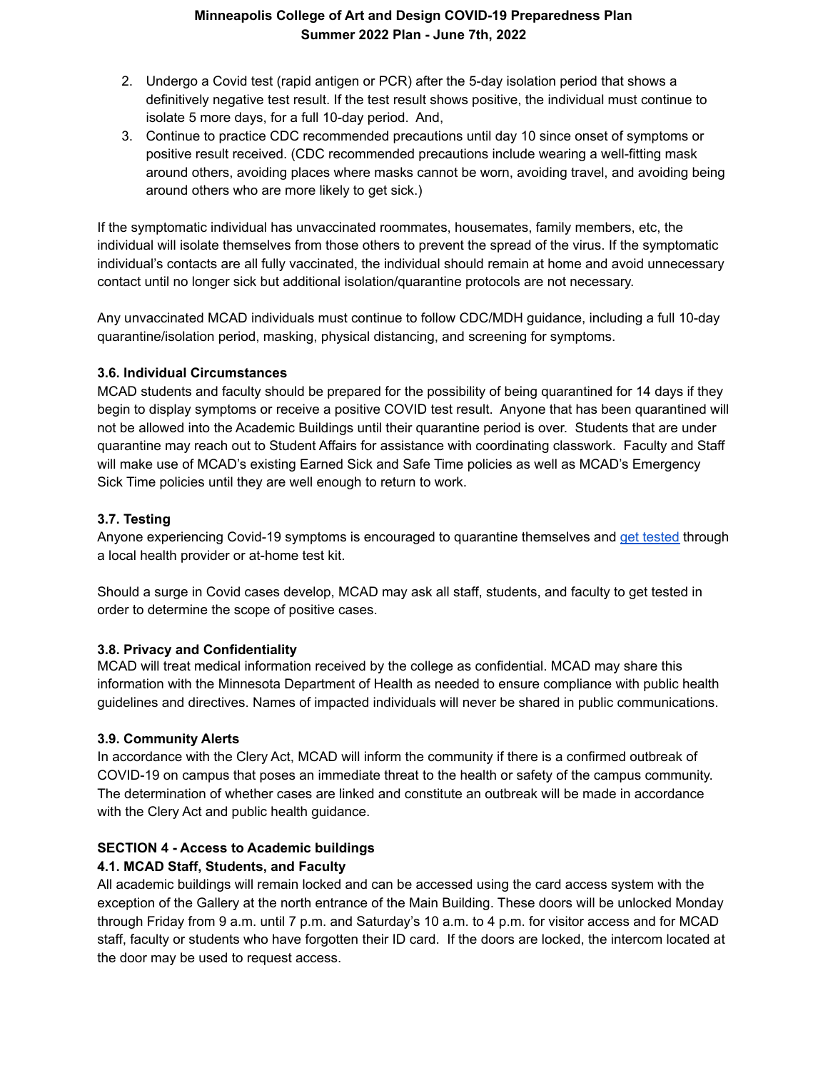2. Undergo a Covid test (rapid antigen or PCR) after the 5-day isolation period that shows a definitively negative test result. If the test result shows positive, the individual must continue to isolate 5 more days, for a full 10-day period. And,
3. Continue to practice CDC recommended precautions until day 10 since onset of symptoms or positive result received. (CDC recommended precautions include wearing a well-fitting mask around others, avoiding places where masks cannot be worn, avoiding travel, and avoiding being around others who are more likely to get sick.)

If the symptomatic individual has unvaccinated roommates, housemates, family members, etc, the individual will isolate themselves from those others to prevent the spread of the virus. If the symptomatic individual's contacts are all fully vaccinated, the individual should remain at home and avoid unnecessary contact until no longer sick but additional isolation/quarantine protocols are not necessary.

Any unvaccinated MCAD individuals must continue to follow CDC/MDH guidance, including a full 10-day quarantine/isolation period, masking, physical distancing, and screening for symptoms.

### 3.6. Individual Circumstances

MCAD students and faculty should be prepared for the possibility of being quarantined for 14 days if they begin to display symptoms or receive a positive COVID test result. Anyone that has been quarantined will not be allowed into the Academic Buildings until their quarantine period is over. Students that are under quarantine may reach out to Student Affairs for assistance with coordinating classwork. Faculty and Staff will make use of MCAD's existing Earned Sick and Safe Time policies as well as MCAD's Emergency Sick Time policies until they are well enough to return to work.

### 3.7. Testing

Anyone experiencing Covid-19 symptoms is encouraged to quarantine themselves and get tested through a local health provider or at-home test kit.

Should a surge in Covid cases develop, MCAD may ask all staff, students, and faculty to get tested in order to determine the scope of positive cases.

### 3.8. Privacy and Confidentiality

MCAD will treat medical information received by the college as confidential. MCAD may share this information with the Minnesota Department of Health as needed to ensure compliance with public health guidelines and directives. Names of impacted individuals will never be shared in public communications.

### 3.9. Community Alerts

In accordance with the Clery Act, MCAD will inform the community if there is a confirmed outbreak of COVID-19 on campus that poses an immediate threat to the health or safety of the campus community. The determination of whether cases are linked and constitute an outbreak will be made in accordance with the Clery Act and public health guidance.

## SECTION 4 - Access to Academic buildings

### 4.1. MCAD Staff, Students, and Faculty

All academic buildings will remain locked and can be accessed using the card access system with the exception of the Gallery at the north entrance of the Main Building. These doors will be unlocked Monday through Friday from 9 a.m. until 7 p.m. and Saturday's 10 a.m. to 4 p.m. for visitor access and for MCAD staff, faculty or students who have forgotten their ID card. If the doors are locked, the intercom located at the door may be used to request access.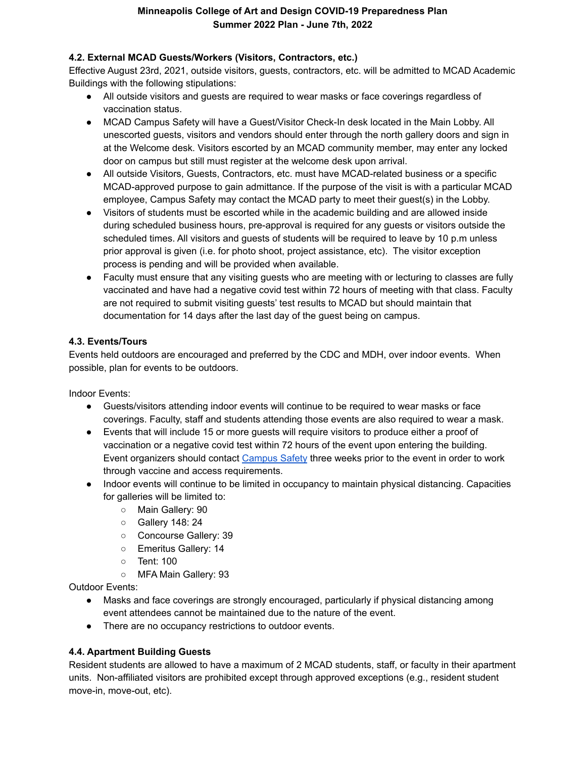#### 4.2. External MCAD Guests/Workers (Visitors, Contractors, etc.)

Effective August 23rd, 2021, outside visitors, guests, contractors, etc. will be admitted to MCAD Academic Buildings with the following stipulations:

- All outside visitors and guests are required to wear masks or face coverings regardless of vaccination status.
- MCAD Campus Safety will have a Guest/Visitor Check-In desk located in the Main Lobby. All unescorted guests, visitors and vendors should enter through the north gallery doors and sign in at the Welcome desk. Visitors escorted by an MCAD community member, may enter any locked door on campus but still must register at the welcome desk upon arrival.
- All outside Visitors, Guests, Contractors, etc. must have MCAD-related business or a specific MCAD-approved purpose to gain admittance. If the purpose of the visit is with a particular MCAD employee, Campus Safety may contact the MCAD party to meet their guest(s) in the Lobby.
- Visitors of students must be escorted while in the academic building and are allowed inside during scheduled business hours, pre-approval is required for any guests or visitors outside the scheduled times. All visitors and guests of students will be required to leave by 10 p.m unless prior approval is given (i.e. for photo shoot, project assistance, etc). The visitor exception process is pending and will be provided when available.
- Faculty must ensure that any visiting guests who are meeting with or lecturing to classes are fully vaccinated and have had a negative covid test within 72 hours of meeting with that class. Faculty are not required to submit visiting guests' test results to MCAD but should maintain that documentation for 14 days after the last day of the guest being on campus.

#### 4.3. Events/Tours

Events held outdoors are encouraged and preferred by the CDC and MDH, over indoor events. When possible, plan for events to be outdoors.

Indoor Events:

- Guests/visitors attending indoor events will continue to be required to wear masks or face coverings. Faculty, staff and students attending those events are also required to wear a mask.
- Events that will include 15 or more guests will require visitors to produce either a proof of vaccination or a negative covid test within 72 hours of the event upon entering the building. Event organizers should contact Campus Safety three weeks prior to the event in order to work through vaccine and access requirements.
- Indoor events will continue to be limited in occupancy to maintain physical distancing. Capacities for galleries will be limited to:
  - Main Gallery: 90
  - Gallery 148: 24
  - Concourse Gallery: 39
  - Emeritus Gallery: 14
  - Tent: 100
  - MFA Main Gallery: 93

Outdoor Events:

- Masks and face coverings are strongly encouraged, particularly if physical distancing among event attendees cannot be maintained due to the nature of the event.
- There are no occupancy restrictions to outdoor events.

#### 4.4. Apartment Building Guests

Resident students are allowed to have a maximum of 2 MCAD students, staff, or faculty in their apartment units. Non-affiliated visitors are prohibited except through approved exceptions (e.g., resident student move-in, move-out, etc).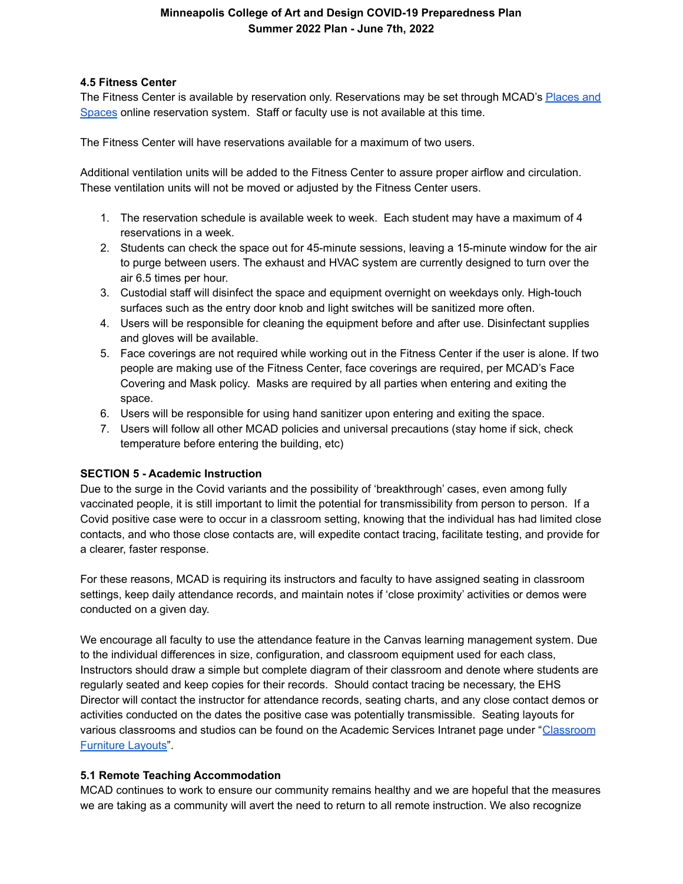### 4.5 Fitness Center

The Fitness Center is available by reservation only. Reservations may be set through MCAD's [Places and Spaces] online reservation system. Staff or faculty use is not available at this time.

The Fitness Center will have reservations available for a maximum of two users.

Additional ventilation units will be added to the Fitness Center to assure proper airflow and circulation. These ventilation units will not be moved or adjusted by the Fitness Center users.

1. The reservation schedule is available week to week. Each student may have a maximum of 4 reservations in a week.
2. Students can check the space out for 45-minute sessions, leaving a 15-minute window for the air to purge between users. The exhaust and HVAC system are currently designed to turn over the air 6.5 times per hour.
3. Custodial staff will disinfect the space and equipment overnight on weekdays only. High-touch surfaces such as the entry door knob and light switches will be sanitized more often.
4. Users will be responsible for cleaning the equipment before and after use. Disinfectant supplies and gloves will be available.
5. Face coverings are not required while working out in the Fitness Center if the user is alone. If two people are making use of the Fitness Center, face coverings are required, per MCAD's Face Covering and Mask policy. Masks are required by all parties when entering and exiting the space.
6. Users will be responsible for using hand sanitizer upon entering and exiting the space.
7. Users will follow all other MCAD policies and universal precautions (stay home if sick, check temperature before entering the building, etc)

## SECTION 5 - Academic Instruction

Due to the surge in the Covid variants and the possibility of 'breakthrough' cases, even among fully vaccinated people, it is still important to limit the potential for transmissibility from person to person. If a Covid positive case were to occur in a classroom setting, knowing that the individual has had limited close contacts, and who those close contacts are, will expedite contact tracing, facilitate testing, and provide for a clearer, faster response.

For these reasons, MCAD is requiring its instructors and faculty to have assigned seating in classroom settings, keep daily attendance records, and maintain notes if 'close proximity' activities or demos were conducted on a given day.

We encourage all faculty to use the attendance feature in the Canvas learning management system. Due to the individual differences in size, configuration, and classroom equipment used for each class, Instructors should draw a simple but complete diagram of their classroom and denote where students are regularly seated and keep copies for their records. Should contact tracing be necessary, the EHS Director will contact the instructor for attendance records, seating charts, and any close contact demos or activities conducted on the dates the positive case was potentially transmissible. Seating layouts for various classrooms and studios can be found on the Academic Services Intranet page under "[Classroom Furniture Layouts]".

### 5.1 Remote Teaching Accommodation

MCAD continues to work to ensure our community remains healthy and we are hopeful that the measures we are taking as a community will avert the need to return to all remote instruction. We also recognize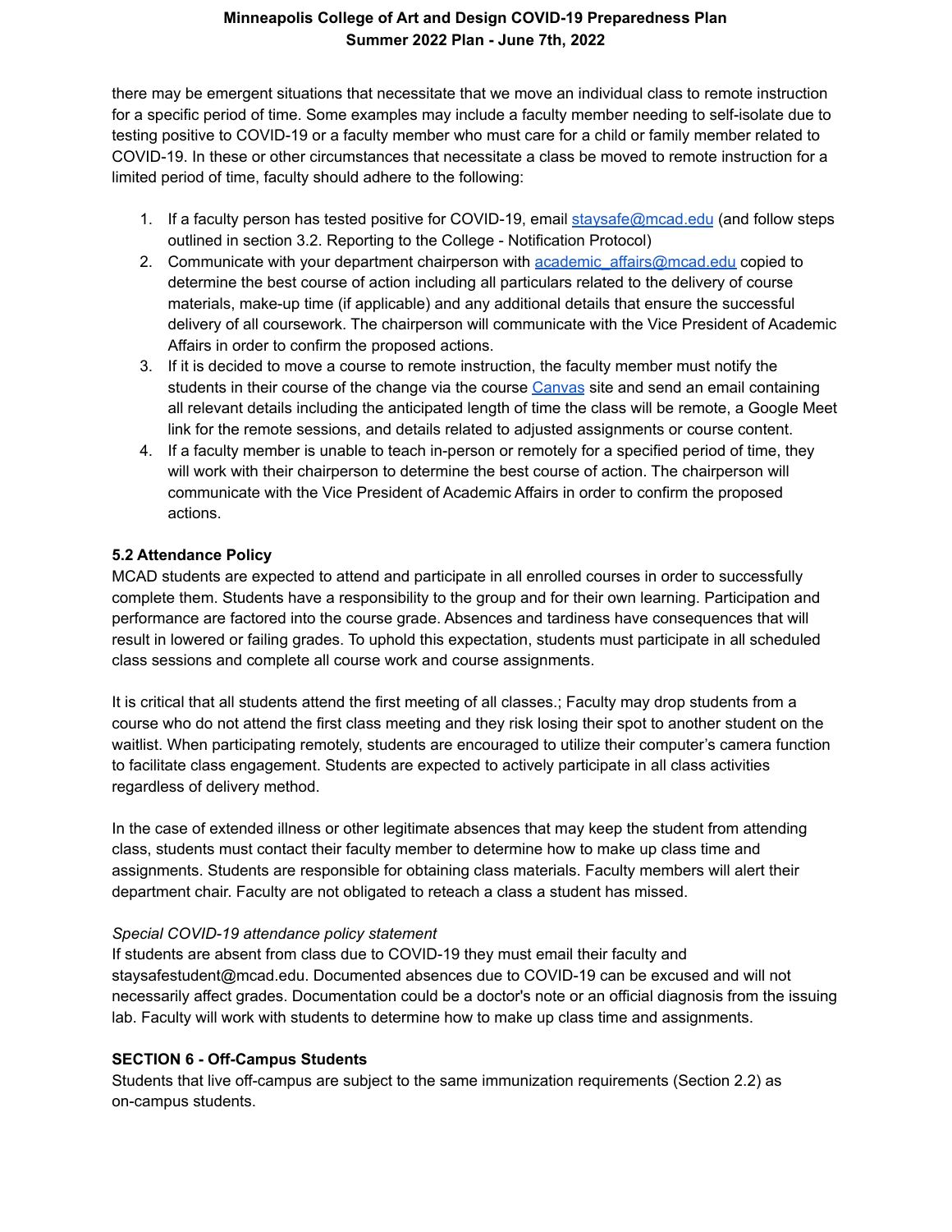there may be emergent situations that necessitate that we move an individual class to remote instruction for a specific period of time. Some examples may include a faculty member needing to self-isolate due to testing positive to COVID-19 or a faculty member who must care for a child or family member related to COVID-19. In these or other circumstances that necessitate a class be moved to remote instruction for a limited period of time, faculty should adhere to the following:

1. If a faculty person has tested positive for COVID-19, email staysafe@mcad.edu (and follow steps outlined in section 3.2. Reporting to the College - Notification Protocol)
2. Communicate with your department chairperson with academic_affairs@mcad.edu copied to determine the best course of action including all particulars related to the delivery of course materials, make-up time (if applicable) and any additional details that ensure the successful delivery of all coursework. The chairperson will communicate with the Vice President of Academic Affairs in order to confirm the proposed actions.
3. If it is decided to move a course to remote instruction, the faculty member must notify the students in their course of the change via the course Canvas site and send an email containing all relevant details including the anticipated length of time the class will be remote, a Google Meet link for the remote sessions, and details related to adjusted assignments or course content.
4. If a faculty member is unable to teach in-person or remotely for a specified period of time, they will work with their chairperson to determine the best course of action. The chairperson will communicate with the Vice President of Academic Affairs in order to confirm the proposed actions.

### 5.2 Attendance Policy

MCAD students are expected to attend and participate in all enrolled courses in order to successfully complete them. Students have a responsibility to the group and for their own learning. Participation and performance are factored into the course grade. Absences and tardiness have consequences that will result in lowered or failing grades. To uphold this expectation, students must participate in all scheduled class sessions and complete all course work and course assignments.

It is critical that all students attend the first meeting of all classes.; Faculty may drop students from a course who do not attend the first class meeting and they risk losing their spot to another student on the waitlist. When participating remotely, students are encouraged to utilize their computer's camera function to facilitate class engagement. Students are expected to actively participate in all class activities regardless of delivery method.

In the case of extended illness or other legitimate absences that may keep the student from attending class, students must contact their faculty member to determine how to make up class time and assignments. Students are responsible for obtaining class materials. Faculty members will alert their department chair. Faculty are not obligated to reteach a class a student has missed.

*Special COVID-19 attendance policy statement*

If students are absent from class due to COVID-19 they must email their faculty and staysafestudent@mcad.edu. Documented absences due to COVID-19 can be excused and will not necessarily affect grades. Documentation could be a doctor's note or an official diagnosis from the issuing lab. Faculty will work with students to determine how to make up class time and assignments.

## SECTION 6 - Off-Campus Students

Students that live off-campus are subject to the same immunization requirements (Section 2.2) as on-campus students.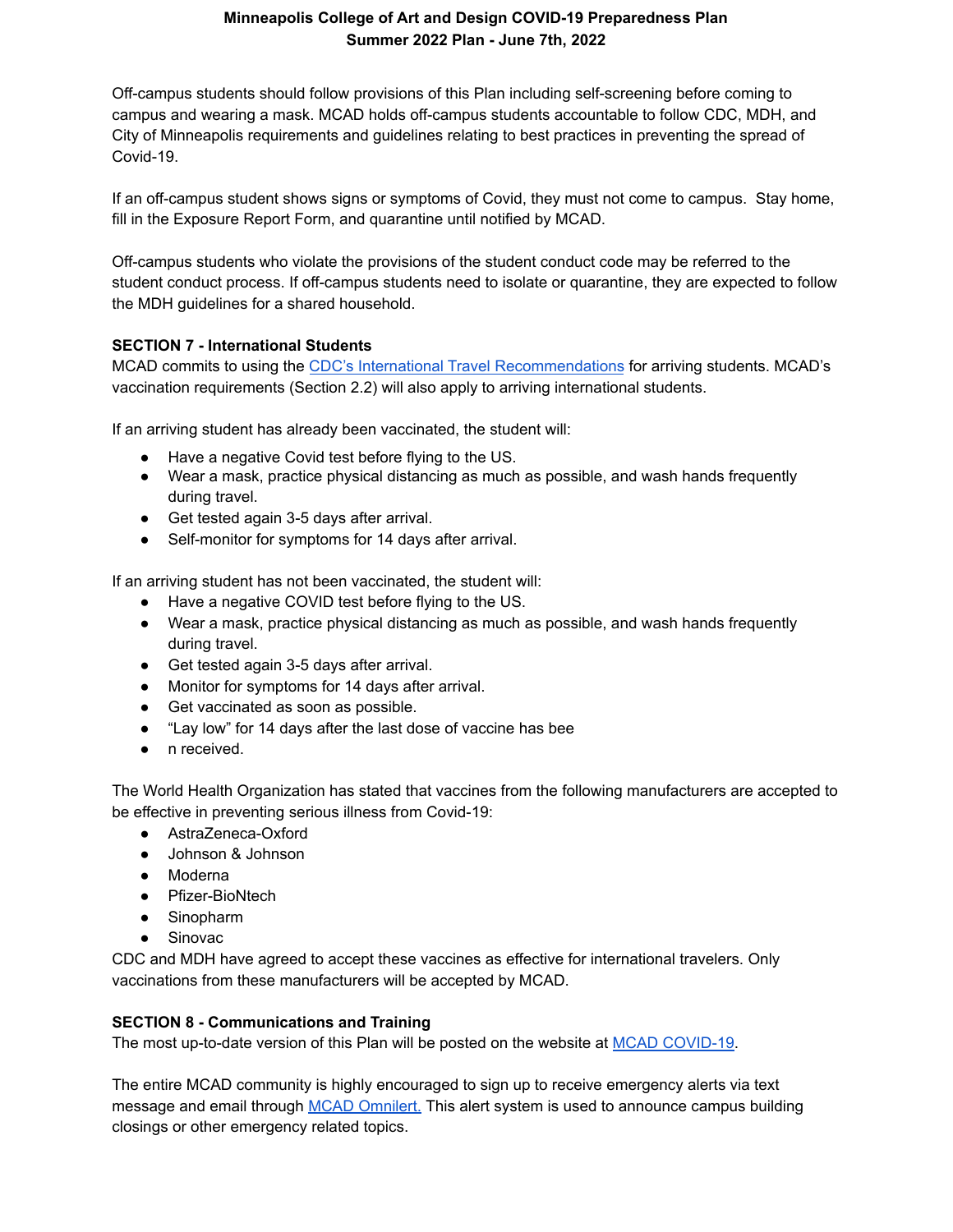Off-campus students should follow provisions of this Plan including self-screening before coming to campus and wearing a mask. MCAD holds off-campus students accountable to follow CDC, MDH, and City of Minneapolis requirements and guidelines relating to best practices in preventing the spread of Covid-19.

If an off-campus student shows signs or symptoms of Covid, they must not come to campus. Stay home, fill in the Exposure Report Form, and quarantine until notified by MCAD.

Off-campus students who violate the provisions of the student conduct code may be referred to the student conduct process. If off-campus students need to isolate or quarantine, they are expected to follow the MDH guidelines for a shared household.

**SECTION 7 - International Students**

MCAD commits to using the [CDC's International Travel Recommendations]() for arriving students. MCAD's vaccination requirements (Section 2.2) will also apply to arriving international students.

If an arriving student has already been vaccinated, the student will:

- Have a negative Covid test before flying to the US.
- Wear a mask, practice physical distancing as much as possible, and wash hands frequently during travel.
- Get tested again 3-5 days after arrival.
- Self-monitor for symptoms for 14 days after arrival.

If an arriving student has not been vaccinated, the student will:

- Have a negative COVID test before flying to the US.
- Wear a mask, practice physical distancing as much as possible, and wash hands frequently during travel.
- Get tested again 3-5 days after arrival.
- Monitor for symptoms for 14 days after arrival.
- Get vaccinated as soon as possible.
- "Lay low" for 14 days after the last dose of vaccine has bee
- n received.

The World Health Organization has stated that vaccines from the following manufacturers are accepted to be effective in preventing serious illness from Covid-19:

- AstraZeneca-Oxford
- Johnson & Johnson
- Moderna
- Pfizer-BioNtech
- Sinopharm
- Sinovac

CDC and MDH have agreed to accept these vaccines as effective for international travelers. Only vaccinations from these manufacturers will be accepted by MCAD.

**SECTION 8 - Communications and Training**

The most up-to-date version of this Plan will be posted on the website at [MCAD COVID-19]().

The entire MCAD community is highly encouraged to sign up to receive emergency alerts via text message and email through [MCAD Omnilert.]() This alert system is used to announce campus building closings or other emergency related topics.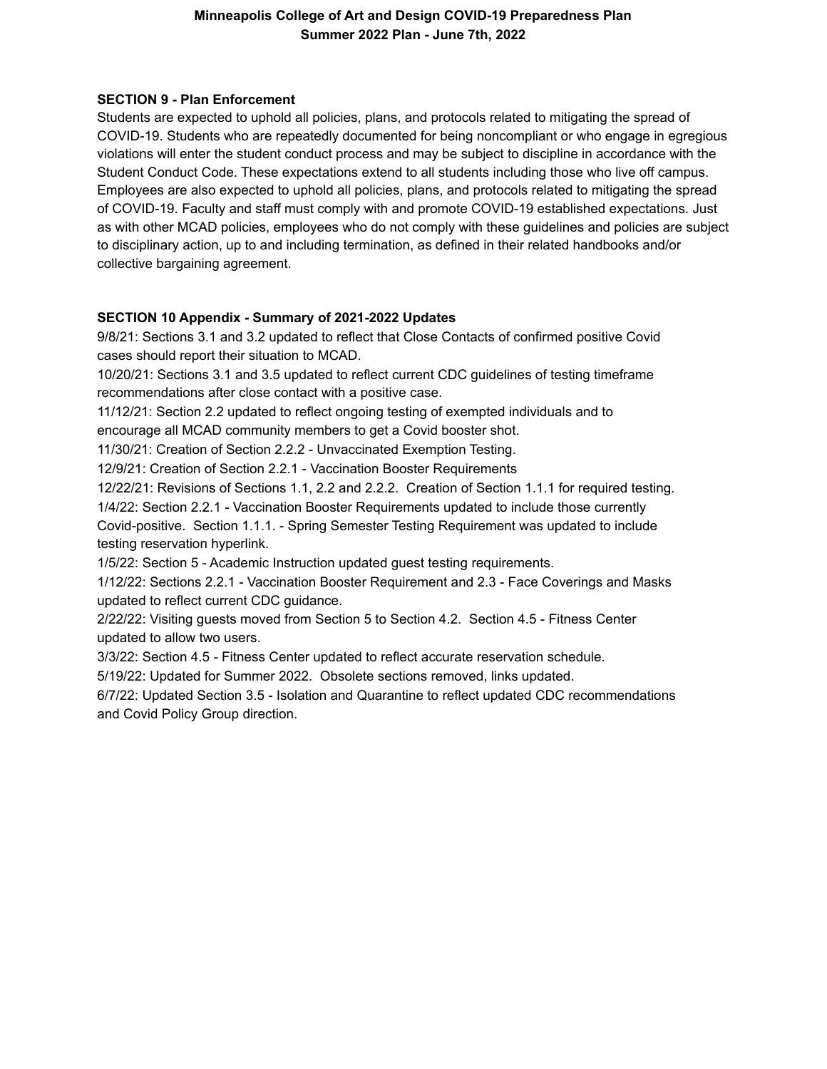**SECTION 9 - Plan Enforcement**

Students are expected to uphold all policies, plans, and protocols related to mitigating the spread of COVID-19. Students who are repeatedly documented for being noncompliant or who engage in egregious violations will enter the student conduct process and may be subject to discipline in accordance with the Student Conduct Code. These expectations extend to all students including those who live off campus. Employees are also expected to uphold all policies, plans, and protocols related to mitigating the spread of COVID-19. Faculty and staff must comply with and promote COVID-19 established expectations. Just as with other MCAD policies, employees who do not comply with these guidelines and policies are subject to disciplinary action, up to and including termination, as defined in their related handbooks and/or collective bargaining agreement.

**SECTION 10 Appendix - Summary of 2021-2022 Updates**

9/8/21: Sections 3.1 and 3.2 updated to reflect that Close Contacts of confirmed positive Covid cases should report their situation to MCAD.
10/20/21: Sections 3.1 and 3.5 updated to reflect current CDC guidelines of testing timeframe recommendations after close contact with a positive case.
11/12/21: Section 2.2 updated to reflect ongoing testing of exempted individuals and to encourage all MCAD community members to get a Covid booster shot.
11/30/21: Creation of Section 2.2.2 - Unvaccinated Exemption Testing.
12/9/21: Creation of Section 2.2.1 - Vaccination Booster Requirements
12/22/21: Revisions of Sections 1.1, 2.2 and 2.2.2. Creation of Section 1.1.1 for required testing.
1/4/22: Section 2.2.1 - Vaccination Booster Requirements updated to include those currently Covid-positive. Section 1.1.1. - Spring Semester Testing Requirement was updated to include testing reservation hyperlink.
1/5/22: Section 5 - Academic Instruction updated guest testing requirements.
1/12/22: Sections 2.2.1 - Vaccination Booster Requirement and 2.3 - Face Coverings and Masks updated to reflect current CDC guidance.
2/22/22: Visiting guests moved from Section 5 to Section 4.2. Section 4.5 - Fitness Center updated to allow two users.
3/3/22: Section 4.5 - Fitness Center updated to reflect accurate reservation schedule.
5/19/22: Updated for Summer 2022. Obsolete sections removed, links updated.
6/7/22: Updated Section 3.5 - Isolation and Quarantine to reflect updated CDC recommendations and Covid Policy Group direction.